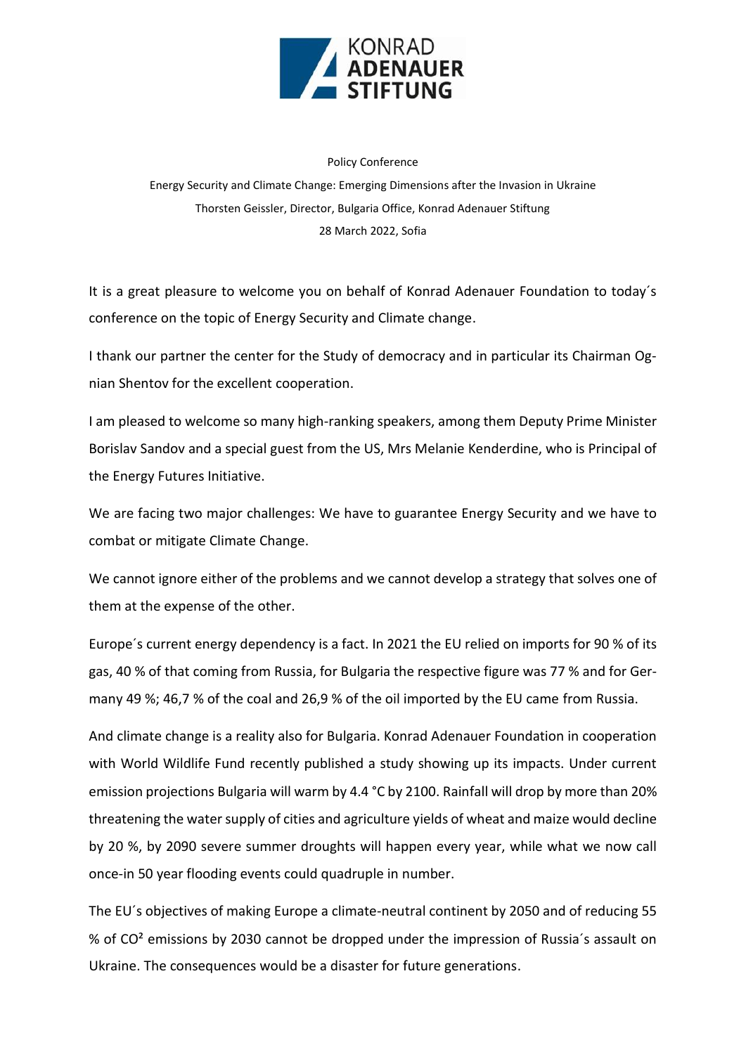Policy Conference

Energy Security and Climate Change: Emerging Dimensions after the Invasion in Ukraine

Thorsten Geissler, Director, Bulgaria Office, Konrad Adenauer Stiftung

28 March 2022, Sofia

It is a great pleasure to welcome you on behalf of Konrad Adenauer Foundation to today´s conference on the topic of Energy Security and Climate change.

I thank our partner the center for the Study of democracy and in particular its Chairman Ognian Shentov for the excellent cooperation.

I am pleased to welcome so many high-ranking speakers, among them Deputy Prime Minister Borislav Sandov and a special guest from the US, Mrs Melanie Kenderdine, who is Principal of the Energy Futures Initiative.

We are facing two major challenges: We have to guarantee Energy Security and we have to combat or mitigate Climate Change.

We cannot ignore either of the problems and we cannot develop a strategy that solves one of them at the expense of the other.

Europe´s current energy dependency is a fact. In 2021 the EU relied on imports for 90 % of its gas, 40 % of that coming from Russia, for Bulgaria the respective figure was 77 % and for Germany 49 %; 46,7 % of the coal and 26,9 % of the oil imported by the EU came from Russia.

And climate change is a reality also for Bulgaria. Konrad Adenauer Foundation in cooperation with World Wildlife Fund recently published a study showing up its impacts. Under current emission projections Bulgaria will warm by 4.4 °C by 2100. Rainfall will drop by more than 20% threatening the water supply of cities and agriculture yields of wheat and maize would decline by 20 %, by 2090 severe summer droughts will happen every year, while what we now call once-in 50 year flooding events could quadruple in number.

The EU´s objectives of making Europe a climate-neutral continent by 2050 and of reducing 55 % of $CO^2$ emissions by 2030 cannot be dropped under the impression of Russia´s assault on Ukraine. The consequences would be a disaster for future generations.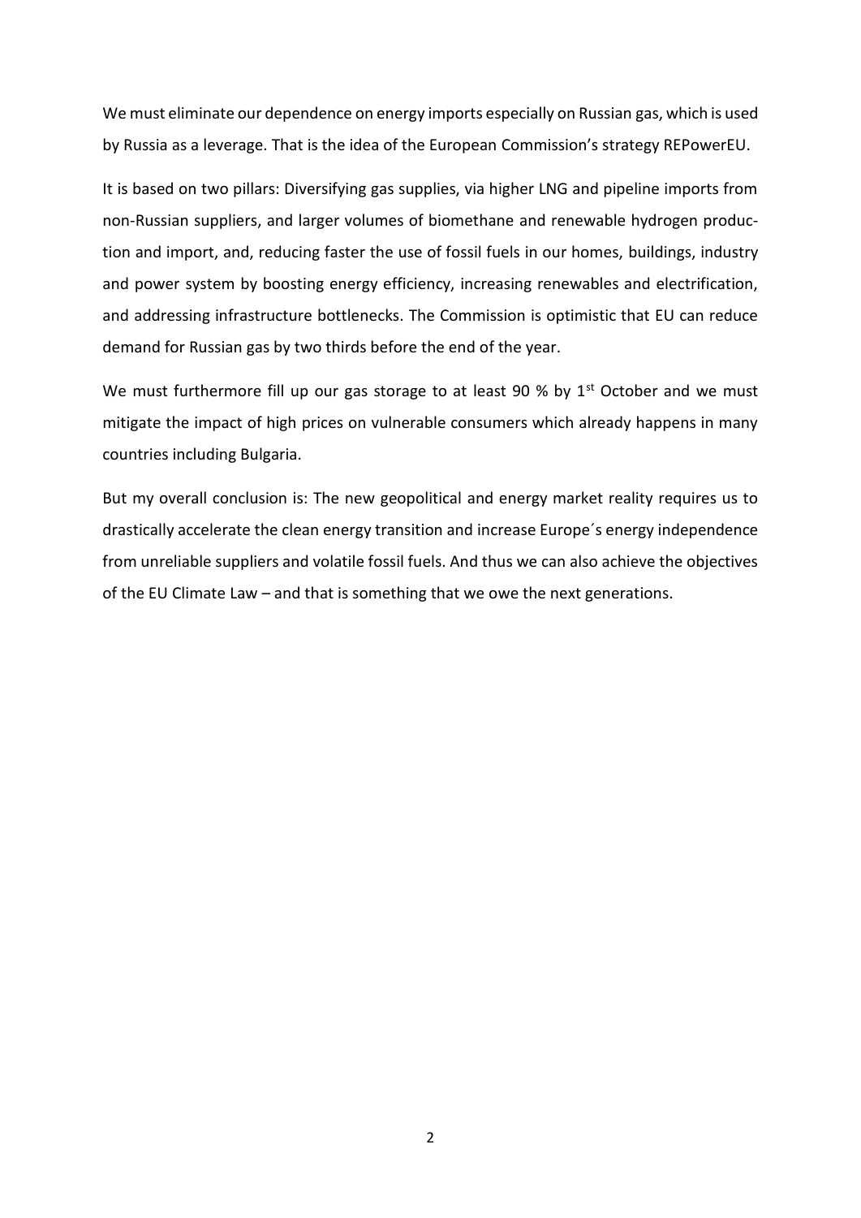We must eliminate our dependence on energy imports especially on Russian gas, which is used by Russia as a leverage. That is the idea of the European Commission's strategy REPowerEU.

It is based on two pillars: Diversifying gas supplies, via higher LNG and pipeline imports from non-Russian suppliers, and larger volumes of biomethane and renewable hydrogen production and import, and, reducing faster the use of fossil fuels in our homes, buildings, industry and power system by boosting energy efficiency, increasing renewables and electrification, and addressing infrastructure bottlenecks. The Commission is optimistic that EU can reduce demand for Russian gas by two thirds before the end of the year.

We must furthermore fill up our gas storage to at least 90 % by 1st October and we must mitigate the impact of high prices on vulnerable consumers which already happens in many countries including Bulgaria.

But my overall conclusion is: The new geopolitical and energy market reality requires us to drastically accelerate the clean energy transition and increase Europe´s energy independence from unreliable suppliers and volatile fossil fuels. And thus we can also achieve the objectives of the EU Climate Law – and that is something that we owe the next generations.